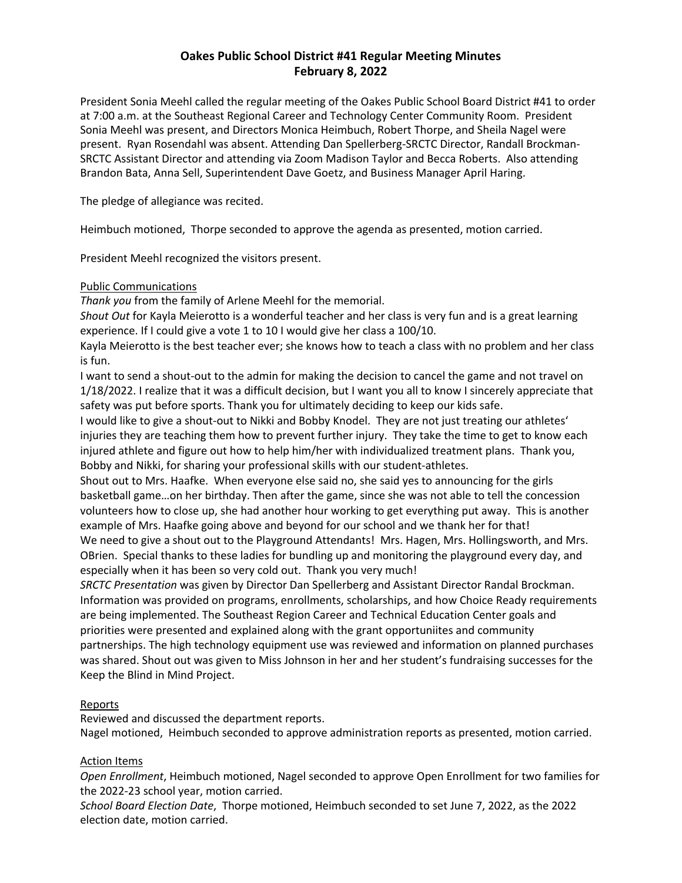# Oakes Public School District #41 Regular Meeting Minutes
## February 8, 2022

President Sonia Meehl called the regular meeting of the Oakes Public School Board District #41 to order at 7:00 a.m. at the Southeast Regional Career and Technology Center Community Room. President Sonia Meehl was present, and Directors Monica Heimbuch, Robert Thorpe, and Sheila Nagel were present. Ryan Rosendahl was absent. Attending Dan Spellerberg-SRCTC Director, Randall Brockman-SRCTC Assistant Director and attending via Zoom Madison Taylor and Becca Roberts. Also attending Brandon Bata, Anna Sell, Superintendent Dave Goetz, and Business Manager April Haring.

The pledge of allegiance was recited.

Heimbuch motioned, Thorpe seconded to approve the agenda as presented, motion carried.

President Meehl recognized the visitors present.

Public Communications

*Thank you* from the family of Arlene Meehl for the memorial.

*Shout Out* for Kayla Meierotto is a wonderful teacher and her class is very fun and is a great learning experience. If I could give a vote 1 to 10 I would give her class a 100/10.

Kayla Meierotto is the best teacher ever; she knows how to teach a class with no problem and her class is fun.

I want to send a shout-out to the admin for making the decision to cancel the game and not travel on 1/18/2022. I realize that it was a difficult decision, but I want you all to know I sincerely appreciate that safety was put before sports. Thank you for ultimately deciding to keep our kids safe.

I would like to give a shout-out to Nikki and Bobby Knodel. They are not just treating our athletes' injuries they are teaching them how to prevent further injury. They take the time to get to know each injured athlete and figure out how to help him/her with individualized treatment plans. Thank you, Bobby and Nikki, for sharing your professional skills with our student-athletes.

Shout out to Mrs. Haafke. When everyone else said no, she said yes to announcing for the girls basketball game…on her birthday. Then after the game, since she was not able to tell the concession volunteers how to close up, she had another hour working to get everything put away. This is another example of Mrs. Haafke going above and beyond for our school and we thank her for that!

We need to give a shout out to the Playground Attendants! Mrs. Hagen, Mrs. Hollingsworth, and Mrs. OBrien. Special thanks to these ladies for bundling up and monitoring the playground every day, and especially when it has been so very cold out. Thank you very much!

*SRCTC Presentation* was given by Director Dan Spellerberg and Assistant Director Randal Brockman. Information was provided on programs, enrollments, scholarships, and how Choice Ready requirements are being implemented. The Southeast Region Career and Technical Education Center goals and priorities were presented and explained along with the grant opportuniites and community partnerships. The high technology equipment use was reviewed and information on planned purchases was shared. Shout out was given to Miss Johnson in her and her student's fundraising successes for the Keep the Blind in Mind Project.

Reports

Reviewed and discussed the department reports.

Nagel motioned, Heimbuch seconded to approve administration reports as presented, motion carried.

Action Items

*Open Enrollment*, Heimbuch motioned, Nagel seconded to approve Open Enrollment for two families for the 2022-23 school year, motion carried.

*School Board Election Date*, Thorpe motioned, Heimbuch seconded to set June 7, 2022, as the 2022 election date, motion carried.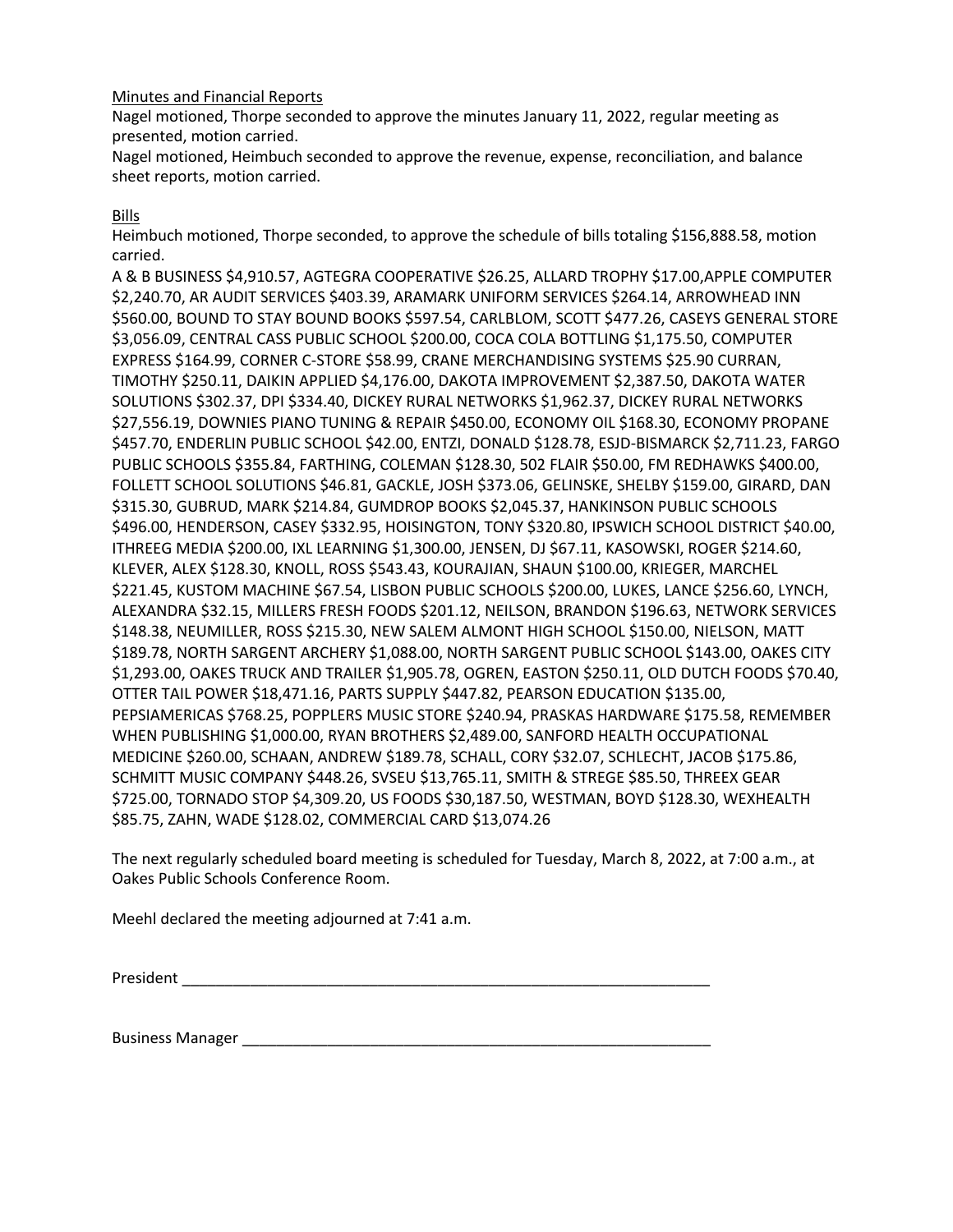Minutes and Financial Reports

Nagel motioned, Thorpe seconded to approve the minutes January 11, 2022, regular meeting as presented, motion carried.

Nagel motioned, Heimbuch seconded to approve the revenue, expense, reconciliation, and balance sheet reports, motion carried.

Bills

Heimbuch motioned, Thorpe seconded, to approve the schedule of bills totaling $156,888.58, motion carried.

A & B BUSINESS $4,910.57, AGTEGRA COOPERATIVE $26.25, ALLARD TROPHY $17.00,APPLE COMPUTER $2,240.70, AR AUDIT SERVICES $403.39, ARAMARK UNIFORM SERVICES $264.14, ARROWHEAD INN $560.00, BOUND TO STAY BOUND BOOKS $597.54, CARLBLOM, SCOTT $477.26, CASEYS GENERAL STORE $3,056.09, CENTRAL CASS PUBLIC SCHOOL $200.00, COCA COLA BOTTLING $1,175.50, COMPUTER EXPRESS $164.99, CORNER C-STORE $58.99, CRANE MERCHANDISING SYSTEMS $25.90 CURRAN, TIMOTHY $250.11, DAIKIN APPLIED $4,176.00, DAKOTA IMPROVEMENT $2,387.50, DAKOTA WATER SOLUTIONS $302.37, DPI $334.40, DICKEY RURAL NETWORKS $1,962.37, DICKEY RURAL NETWORKS $27,556.19, DOWNIES PIANO TUNING & REPAIR $450.00, ECONOMY OIL $168.30, ECONOMY PROPANE $457.70, ENDERLIN PUBLIC SCHOOL $42.00, ENTZI, DONALD $128.78, ESJD-BISMARCK $2,711.23, FARGO PUBLIC SCHOOLS $355.84, FARTHING, COLEMAN $128.30, 502 FLAIR $50.00, FM REDHAWKS $400.00, FOLLETT SCHOOL SOLUTIONS $46.81, GACKLE, JOSH $373.06, GELINSKE, SHELBY $159.00, GIRARD, DAN $315.30, GUBRUD, MARK $214.84, GUMDROP BOOKS $2,045.37, HANKINSON PUBLIC SCHOOLS $496.00, HENDERSON, CASEY $332.95, HOISINGTON, TONY $320.80, IPSWICH SCHOOL DISTRICT $40.00, ITHREEG MEDIA $200.00, IXL LEARNING $1,300.00, JENSEN, DJ $67.11, KASOWSKI, ROGER $214.60, KLEVER, ALEX $128.30, KNOLL, ROSS $543.43, KOURAJIAN, SHAUN $100.00, KRIEGER, MARCHEL $221.45, KUSTOM MACHINE $67.54, LISBON PUBLIC SCHOOLS $200.00, LUKES, LANCE $256.60, LYNCH, ALEXANDRA $32.15, MILLERS FRESH FOODS $201.12, NEILSON, BRANDON $196.63, NETWORK SERVICES $148.38, NEUMILLER, ROSS $215.30, NEW SALEM ALMONT HIGH SCHOOL $150.00, NIELSON, MATT $189.78, NORTH SARGENT ARCHERY $1,088.00, NORTH SARGENT PUBLIC SCHOOL $143.00, OAKES CITY $1,293.00, OAKES TRUCK AND TRAILER $1,905.78, OGREN, EASTON $250.11, OLD DUTCH FOODS $70.40, OTTER TAIL POWER $18,471.16, PARTS SUPPLY $447.82, PEARSON EDUCATION $135.00, PEPSIAMERICAS $768.25, POPPLERS MUSIC STORE $240.94, PRASKAS HARDWARE $175.58, REMEMBER WHEN PUBLISHING $1,000.00, RYAN BROTHERS $2,489.00, SANFORD HEALTH OCCUPATIONAL MEDICINE $260.00, SCHAAN, ANDREW $189.78, SCHALL, CORY $32.07, SCHLECHT, JACOB $175.86, SCHMITT MUSIC COMPANY $448.26, SVSEU $13,765.11, SMITH & STREGE $85.50, THREEX GEAR $725.00, TORNADO STOP $4,309.20, US FOODS $30,187.50, WESTMAN, BOYD $128.30, WEXHEALTH $85.75, ZAHN, WADE $128.02, COMMERCIAL CARD $13,074.26

The next regularly scheduled board meeting is scheduled for Tuesday, March 8, 2022, at 7:00 a.m., at Oakes Public Schools Conference Room.

Meehl declared the meeting adjourned at 7:41 a.m.

President ________________________________________________________________

Business Manager __________________________________________________________